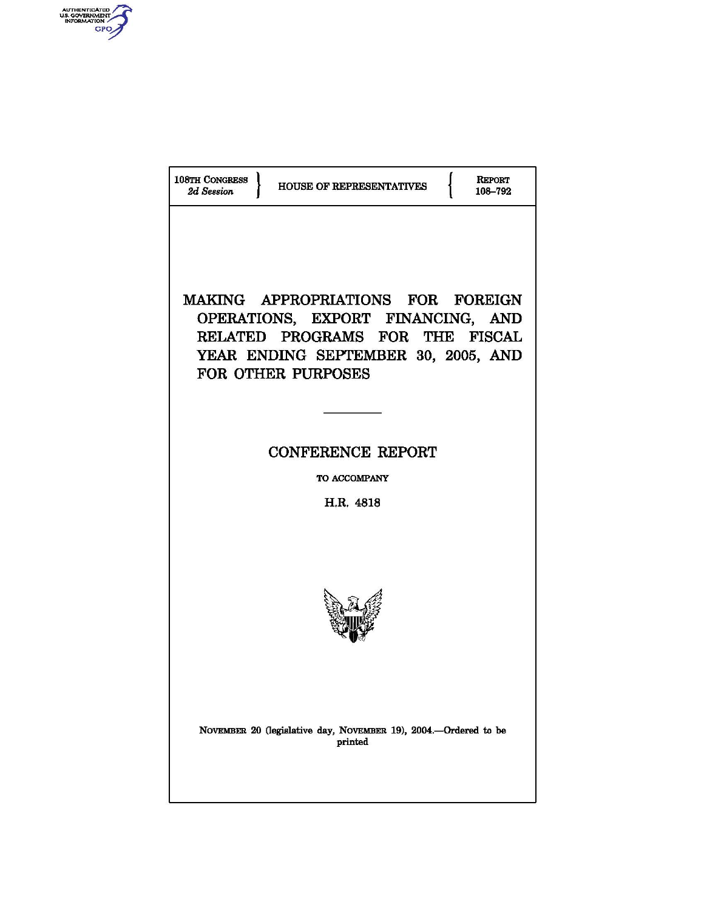108TH CONGRESS
*2d Session*

HOUSE OF REPRESENTATIVES

REPORT
108–792

# MAKING APPROPRIATIONS FOR FOREIGN OPERATIONS, EXPORT FINANCING, AND RELATED PROGRAMS FOR THE FISCAL YEAR ENDING SEPTEMBER 30, 2005, AND FOR OTHER PURPOSES

---

## CONFERENCE REPORT

TO ACCOMPANY

H.R. 4818

NOVEMBER 20 (legislative day, NOVEMBER 19), 2004.—Ordered to be printed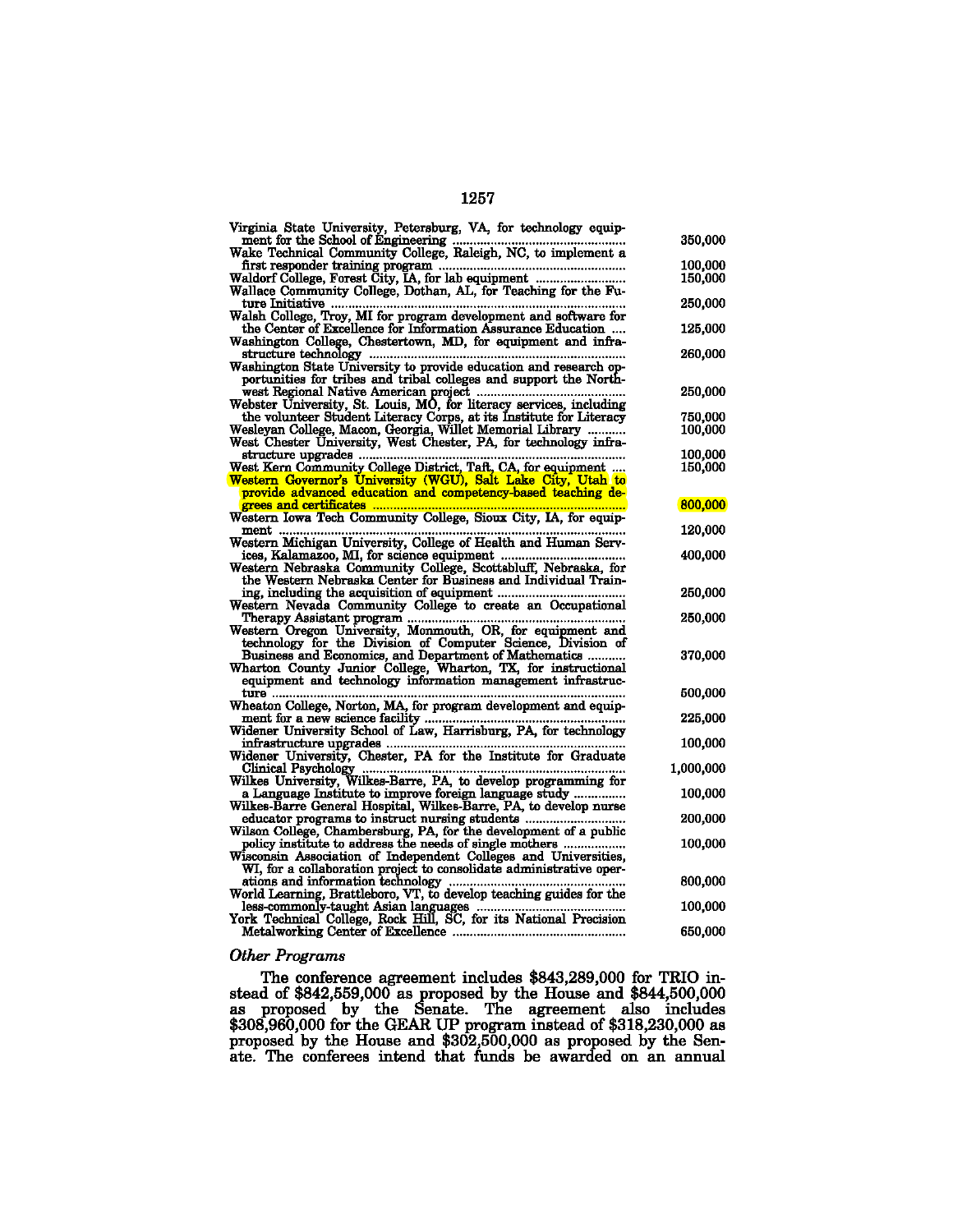| | |
|---|---|
| Virginia State University, Petersburg, VA, for technology equipment for the School of Engineering | 350,000 |
| Wake Technical Community College, Raleigh, NC, to implement a first responder training program | 100,000 |
| Waldorf College, Forest City, IA, for lab equipment | 150,000 |
| Wallace Community College, Dothan, AL, for Teaching for the Future Initiative | 250,000 |
| Walsh College, Troy, MI for program development and software for the Center of Excellence for Information Assurance Education | 125,000 |
| Washington College, Chestertown, MD, for equipment and infrastructure technology | 260,000 |
| Washington State University to provide education and research opportunities for tribes and tribal colleges and support the Northwest Regional Native American project | 250,000 |
| Webster University, St. Louis, MO, for literacy services, including the volunteer Student Literacy Corps, at its Institute for Literacy | 750,000 |
| Wesleyan College, Macon, Georgia, Willet Memorial Library | 100,000 |
| West Chester University, West Chester, PA, for technology infrastructure upgrades | 100,000 |
| West Kern Community College District, Taft, CA, for equipment | 150,000 |
| Western Governor's University (WGU), Salt Lake City, Utah to provide advanced education and competency-based teaching degrees and certificates | 800,000 |
| Western Iowa Tech Community College, Sioux City, IA, for equipment | 120,000 |
| Western Michigan University, College of Health and Human Services, Kalamazoo, MI, for science equipment | 400,000 |
| Western Nebraska Community College, Scottsbluff, Nebraska, for the Western Nebraska Center for Business and Individual Training, including the acquisition of equipment | 250,000 |
| Western Nevada Community College to create an Occupational Therapy Assistant program | 250,000 |
| Western Oregon University, Monmouth, OR, for equipment and technology for the Division of Computer Science, Division of Business and Economics, and Department of Mathematics | 370,000 |
| Wharton County Junior College, Wharton, TX, for instructional equipment and technology information management infrastructure | 500,000 |
| Wheaton College, Norton, MA, for program development and equipment for a new science facility | 225,000 |
| Widener University School of Law, Harrisburg, PA, for technology infrastructure upgrades | 100,000 |
| Widener University, Chester, PA for the Institute for Graduate Clinical Psychology | 1,000,000 |
| Wilkes University, Wilkes-Barre, PA, to develop programming for a Language Institute to improve foreign language study | 100,000 |
| Wilkes-Barre General Hospital, Wilkes-Barre, PA, to develop nurse educator programs to instruct nursing students | 200,000 |
| Wilson College, Chambersburg, PA, for the development of a public policy institute to address the needs of single mothers | 100,000 |
| Wisconsin Association of Independent Colleges and Universities, WI, for a collaboration project to consolidate administrative operations and information technology | 800,000 |
| World Learning, Brattleboro, VT, to develop teaching guides for the less-commonly-taught Asian languages | 100,000 |
| York Technical College, Rock Hill, SC, for its National Precision Metalworking Center of Excellence | 650,000 |

*Other Programs*

The conference agreement includes $843,289,000 for TRIO instead of $842,559,000 as proposed by the House and $844,500,000 as proposed by the Senate. The agreement also includes $308,960,000 for the GEAR UP program instead of $318,230,000 as proposed by the House and $302,500,000 as proposed by the Senate. The conferees intend that funds be awarded on an annual